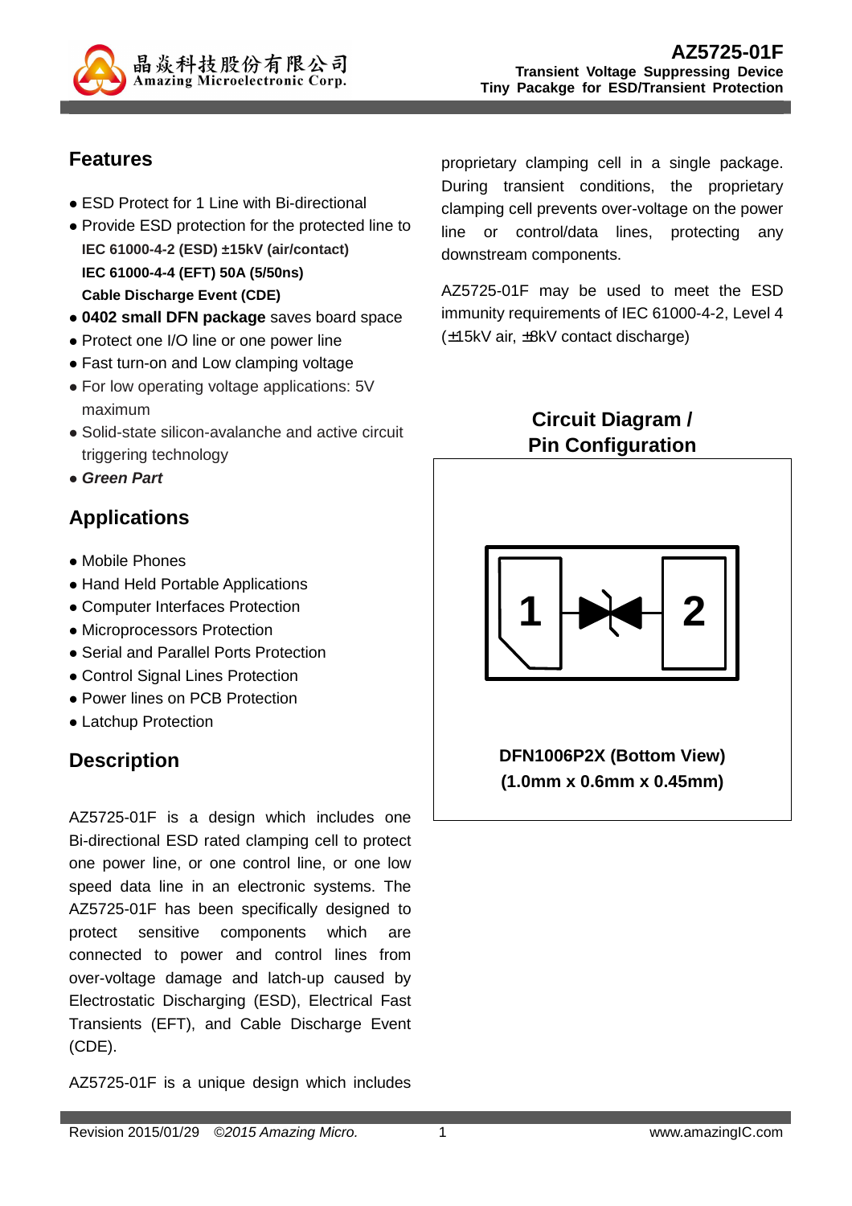# AZ5725-01F

**Transient Voltage Suppressing Device**
**Tiny Pacakge for ESD/Transient Protection**

## Features

- ESD Protect for 1 Line with Bi-directional
- Provide ESD protection for the protected line to
  **IEC 61000-4-2 (ESD) ±15kV (air/contact)**
  **IEC 61000-4-4 (EFT) 50A (5/50ns)**
  **Cable Discharge Event (CDE)**
- **0402 small DFN package** saves board space
- Protect one I/O line or one power line
- Fast turn-on and Low clamping voltage
- For low operating voltage applications: 5V maximum
- Solid-state silicon-avalanche and active circuit triggering technology
- ***Green Part***

## Applications

- Mobile Phones
- Hand Held Portable Applications
- Computer Interfaces Protection
- Microprocessors Protection
- Serial and Parallel Ports Protection
- Control Signal Lines Protection
- Power lines on PCB Protection
- Latchup Protection

## Description

AZ5725-01F is a design which includes one Bi-directional ESD rated clamping cell to protect one power line, or one control line, or one low speed data line in an electronic systems. The AZ5725-01F has been specifically designed to protect sensitive components which are connected to power and control lines from over-voltage damage and latch-up caused by Electrostatic Discharging (ESD), Electrical Fast Transients (EFT), and Cable Discharge Event (CDE).

AZ5725-01F is a unique design which includes proprietary clamping cell in a single package. During transient conditions, the proprietary clamping cell prevents over-voltage on the power line or control/data lines, protecting any downstream components.

AZ5725-01F may be used to meet the ESD immunity requirements of IEC 61000-4-2, Level 4 (±15kV air, ±8kV contact discharge)

## Circuit Diagram / Pin Configuration

**DFN1006P2X (Bottom View)**
**(1.0mm x 0.6mm x 0.45mm)**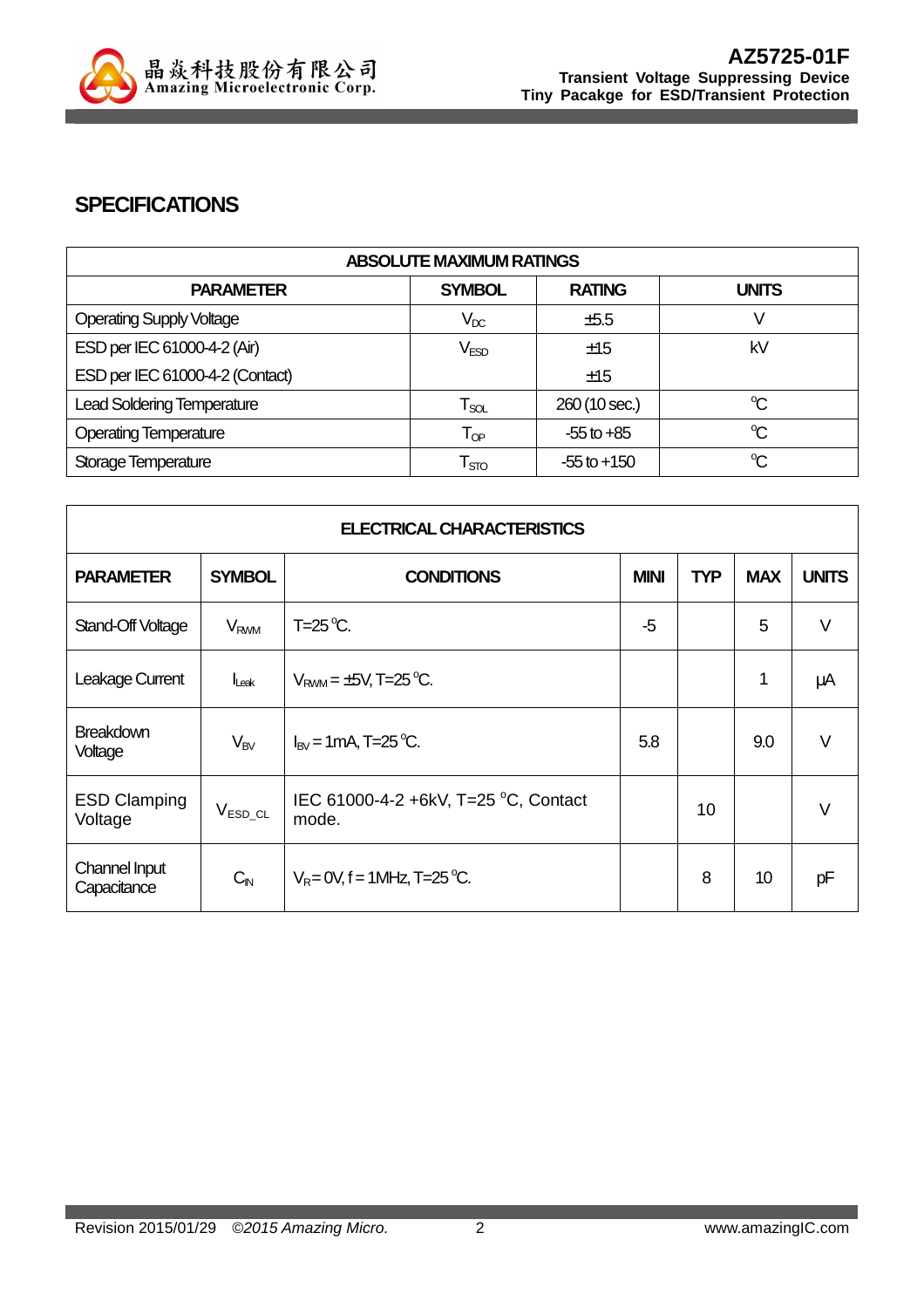## SPECIFICATIONS

| ABSOLUTE MAXIMUM RATINGS | | | |
|---|---|---|---|
| **PARAMETER** | **SYMBOL** | **RATING** | **UNITS** |
| Operating Supply Voltage | $V_{DC}$ | ±5.5 | V |
| ESD per IEC 61000-4-2 (Air) | $V_{ESD}$ | ±15 | kV |
| ESD per IEC 61000-4-2 (Contact) | | ±15 | |
| Lead Soldering Temperature | $T_{SOL}$ | 260 (10 sec.) | °C |
| Operating Temperature | $T_{OP}$ | -55 to +85 | °C |
| Storage Temperature | $T_{STO}$ | -55 to +150 | °C |

| ELECTRICAL CHARACTERISTICS | | | | | | |
|---|---|---|---|---|---|---|
| **PARAMETER** | **SYMBOL** | **CONDITIONS** | **MINI** | **TYP** | **MAX** | **UNITS** |
| Stand-Off Voltage | $V_{RWM}$ | T=25 °C. | -5 | | 5 | V |
| Leakage Current | $I_{Leak}$ | $V_{RWM}$ = ±5V, T=25 °C. | | | 1 | µA |
| Breakdown Voltage | $V_{BV}$ | $I_{BV}$ = 1mA, T=25 °C. | 5.8 | | 9.0 | V |
| ESD Clamping Voltage | $V_{ESD\_CL}$ | IEC 61000-4-2 +6kV, T=25 °C, Contact mode. | | 10 | | V |
| Channel Input Capacitance | $C_{IN}$ | $V_R$ = 0V, f = 1MHz, T=25 °C. | | 8 | 10 | pF |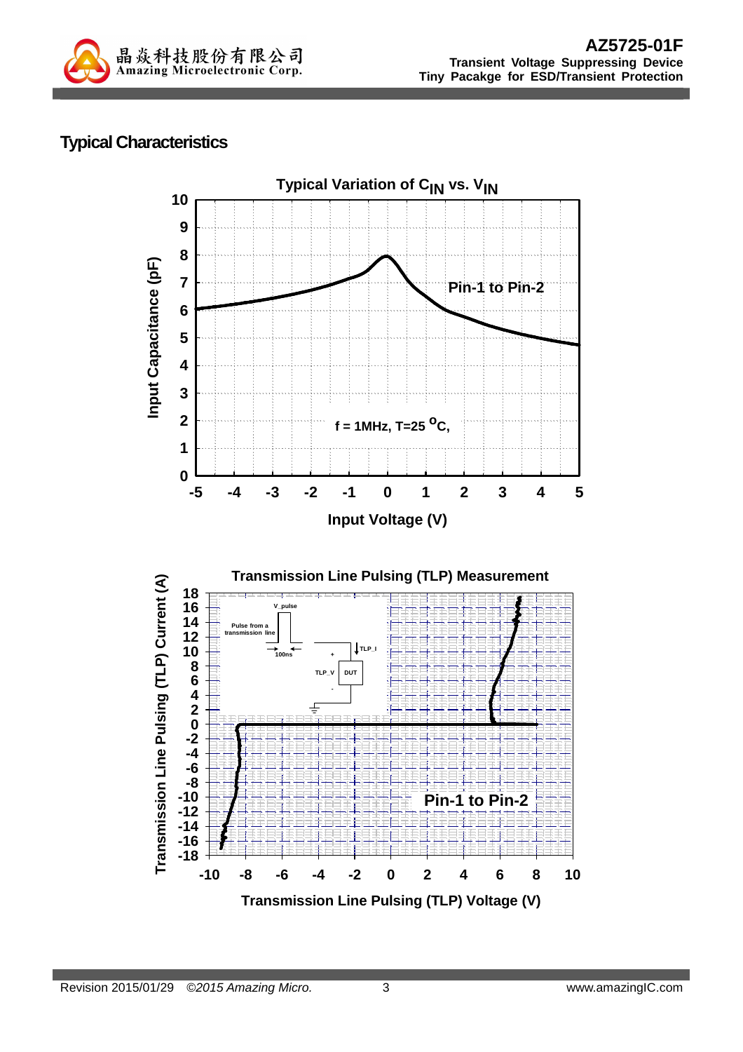## Typical Characteristics

**Typical Variation of $C_{IN}$ vs. $V_{IN}$**

Input Capacitance (pF) vs. Input Voltage (V)

Pin-1 to Pin-2

f = 1MHz, T=25 °C,

**Transmission Line Pulsing (TLP) Measurement**

Transmission Line Pulsing (TLP) Current (A) vs. Transmission Line Pulsing (TLP) Voltage (V)

Pin-1 to Pin-2

V_pulse

Pulse from a transmission line

100ns

TLP_I

TLP_V

DUT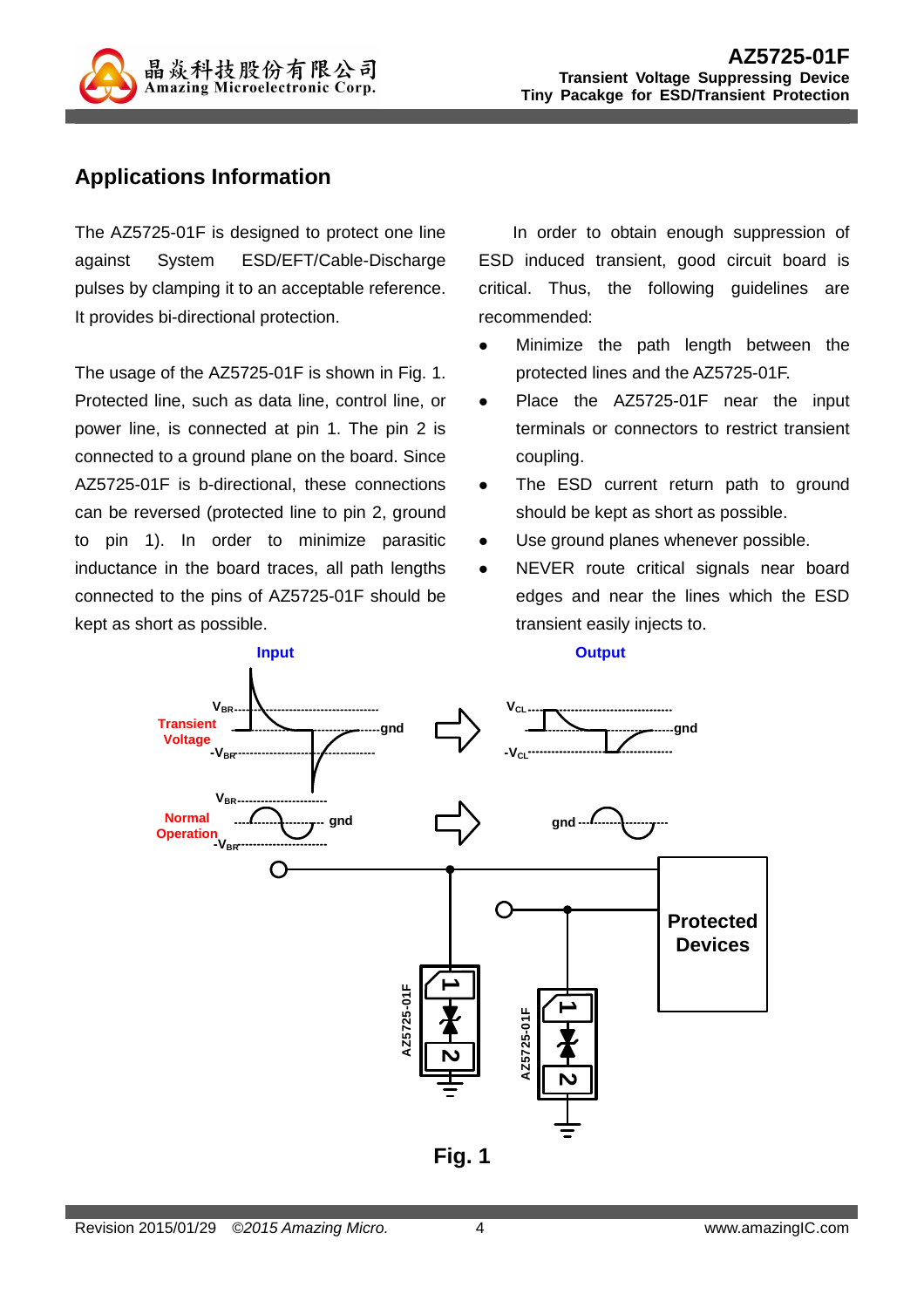## Applications Information

The AZ5725-01F is designed to protect one line against System ESD/EFT/Cable-Discharge pulses by clamping it to an acceptable reference. It provides bi-directional protection.

The usage of the AZ5725-01F is shown in Fig. 1. Protected line, such as data line, control line, or power line, is connected at pin 1. The pin 2 is connected to a ground plane on the board. Since AZ5725-01F is b-directional, these connections can be reversed (protected line to pin 2, ground to pin 1). In order to minimize parasitic inductance in the board traces, all path lengths connected to the pins of AZ5725-01F should be kept as short as possible.

In order to obtain enough suppression of ESD induced transient, good circuit board is critical. Thus, the following guidelines are recommended:

- Minimize the path length between the protected lines and the AZ5725-01F.
- Place the AZ5725-01F near the input terminals or connectors to restrict transient coupling.
- The ESD current return path to ground should be kept as short as possible.
- Use ground planes whenever possible.
- NEVER route critical signals near board edges and near the lines which the ESD transient easily injects to.

**Fig. 1**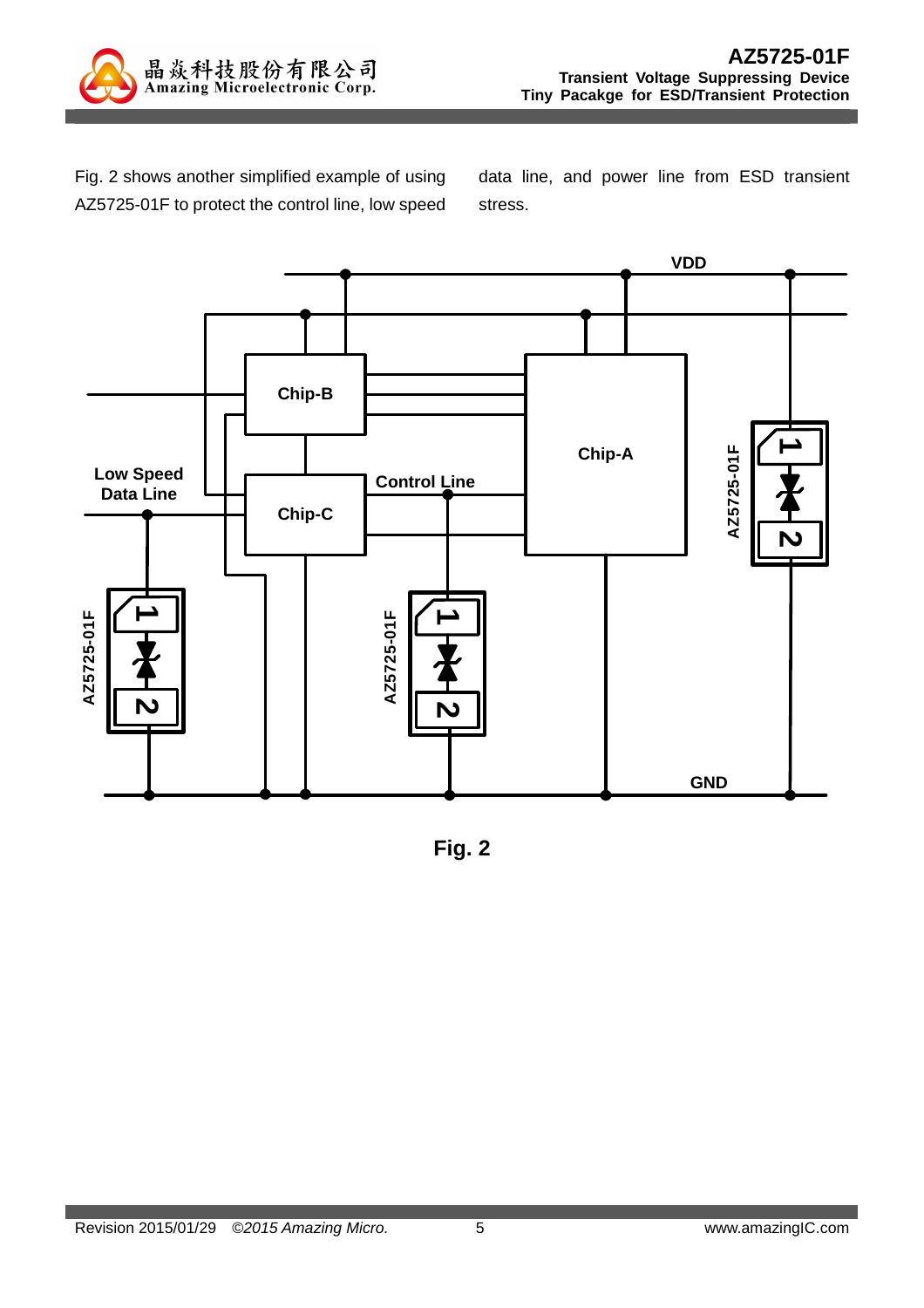Fig. 2 shows another simplified example of using AZ5725-01F to protect the control line, low speed data line, and power line from ESD transient stress.

VDD

Chip-B

Chip-A

Chip-C

Low Speed Data Line

Control Line

AZ5725-01F

GND

Fig. 2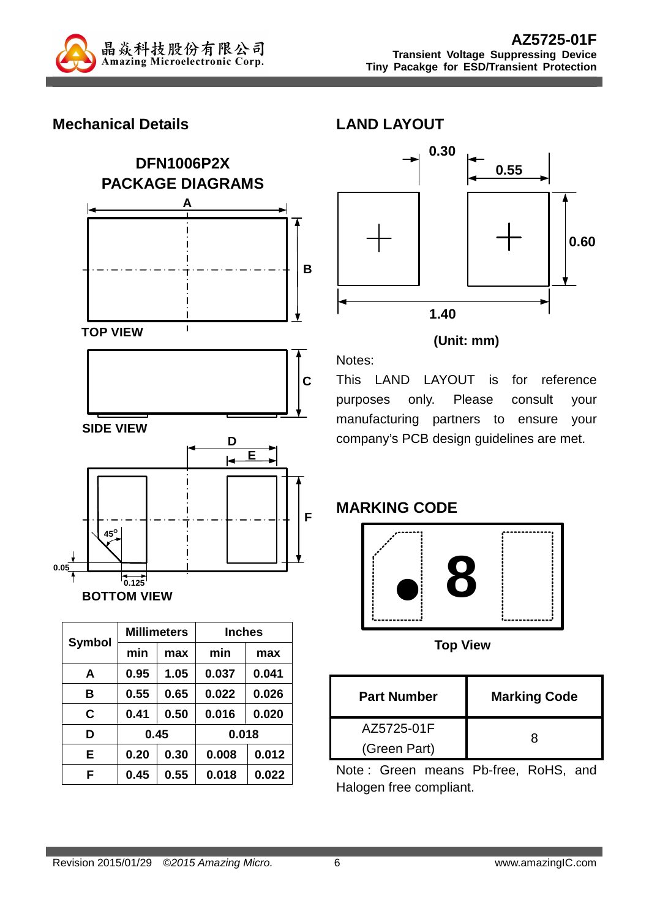## Mechanical Details

### DFN1006P2X PACKAGE DIAGRAMS

TOP VIEW

SIDE VIEW

BOTTOM VIEW

| Symbol | Millimeters | | Inches | |
|---|---|---|---|---|
| | min | max | min | max |
| A | 0.95 | 1.05 | 0.037 | 0.041 |
| B | 0.55 | 0.65 | 0.022 | 0.026 |
| C | 0.41 | 0.50 | 0.016 | 0.020 |
| D | 0.45 | | 0.018 | |
| E | 0.20 | 0.30 | 0.008 | 0.012 |
| F | 0.45 | 0.55 | 0.018 | 0.022 |

## LAND LAYOUT

(Unit: mm)

Notes:

This LAND LAYOUT is for reference purposes only. Please consult your manufacturing partners to ensure your company's PCB design guidelines are met.

## MARKING CODE

Top View

| Part Number | Marking Code |
|---|---|
| AZ5725-01F (Green Part) | 8 |

Note : Green means Pb-free, RoHS, and Halogen free compliant.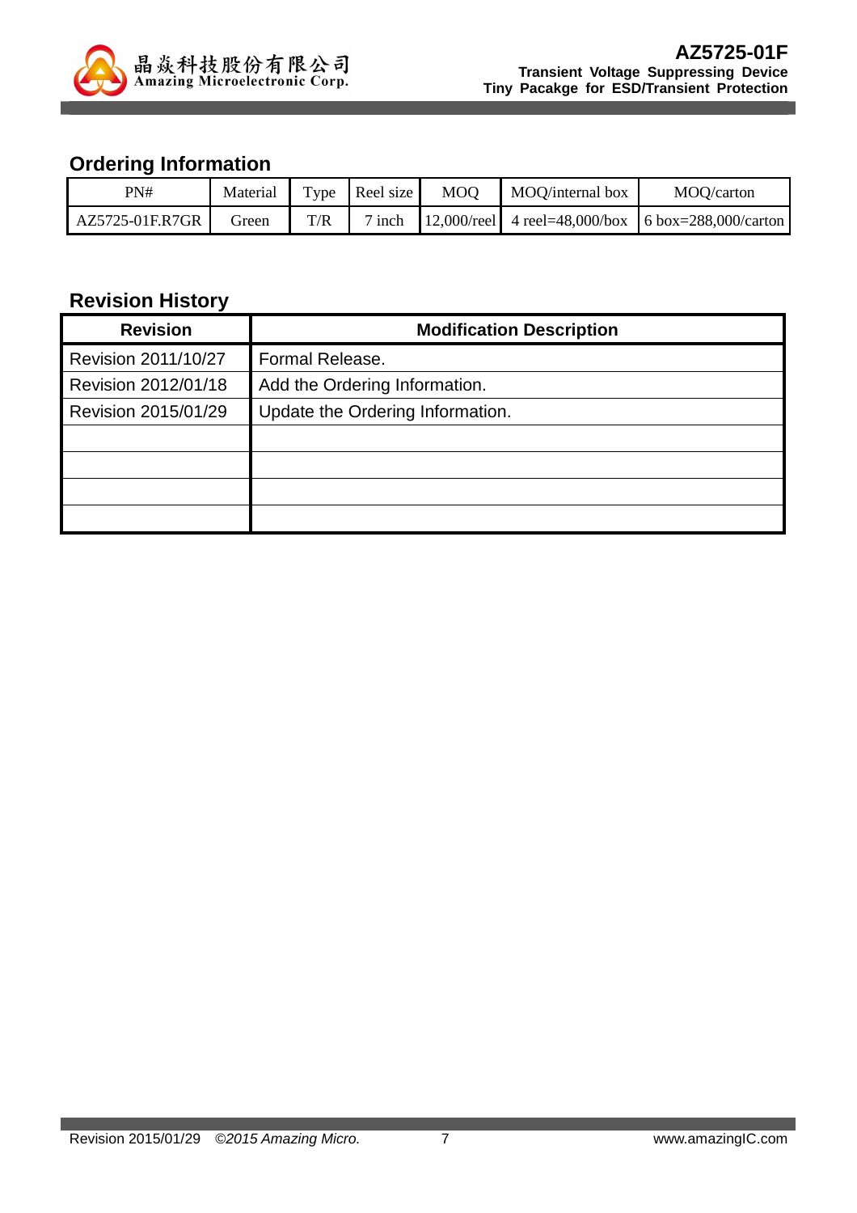## Ordering Information

| PN# | Material | Type | Reel size | MOQ | MOQ/internal box | MOQ/carton |
|---|---|---|---|---|---|---|
| AZ5725-01F.R7GR | Green | T/R | 7 inch | 12,000/reel | 4 reel=48,000/box | 6 box=288,000/carton |

## Revision History

| Revision | Modification Description |
|---|---|
| Revision 2011/10/27 | Formal Release. |
| Revision 2012/01/18 | Add the Ordering Information. |
| Revision 2015/01/29 | Update the Ordering Information. |
| | |
| | |
| | |
| | |